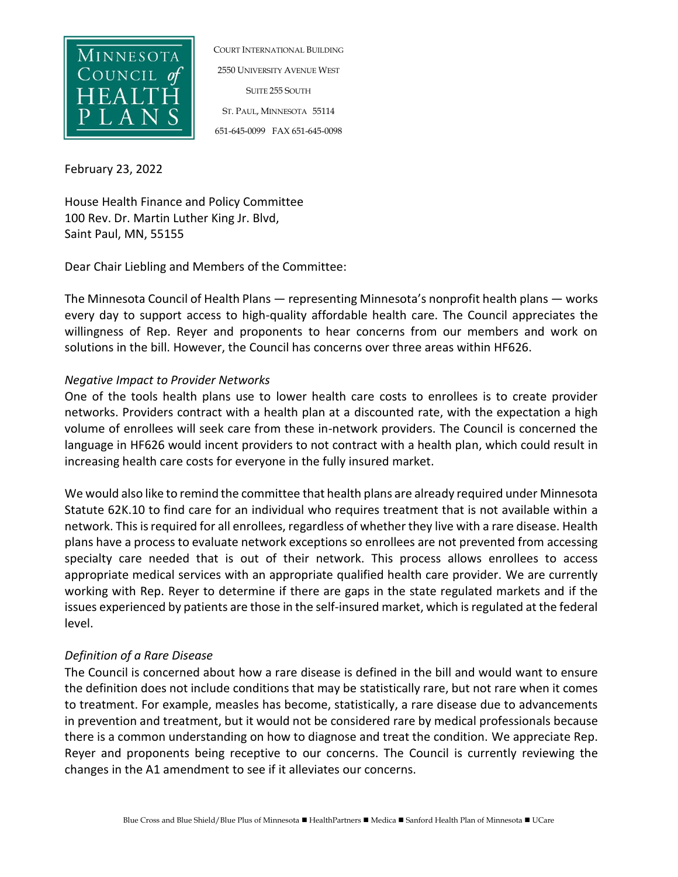MINNESOTA COUNCIL *of* HEALTH PLANS

COURT INTERNATIONAL BUILDING
2550 UNIVERSITY AVENUE WEST
SUITE 255 SOUTH
ST. PAUL, MINNESOTA 55114
651-645-0099 FAX 651-645-0098

February 23, 2022

House Health Finance and Policy Committee
100 Rev. Dr. Martin Luther King Jr. Blvd,
Saint Paul, MN, 55155

Dear Chair Liebling and Members of the Committee:

The Minnesota Council of Health Plans — representing Minnesota's nonprofit health plans — works every day to support access to high-quality affordable health care. The Council appreciates the willingness of Rep. Reyer and proponents to hear concerns from our members and work on solutions in the bill. However, the Council has concerns over three areas within HF626.

*Negative Impact to Provider Networks*

One of the tools health plans use to lower health care costs to enrollees is to create provider networks. Providers contract with a health plan at a discounted rate, with the expectation a high volume of enrollees will seek care from these in-network providers. The Council is concerned the language in HF626 would incent providers to not contract with a health plan, which could result in increasing health care costs for everyone in the fully insured market.

We would also like to remind the committee that health plans are already required under Minnesota Statute 62K.10 to find care for an individual who requires treatment that is not available within a network. This is required for all enrollees, regardless of whether they live with a rare disease. Health plans have a process to evaluate network exceptions so enrollees are not prevented from accessing specialty care needed that is out of their network. This process allows enrollees to access appropriate medical services with an appropriate qualified health care provider. We are currently working with Rep. Reyer to determine if there are gaps in the state regulated markets and if the issues experienced by patients are those in the self-insured market, which is regulated at the federal level.

*Definition of a Rare Disease*

The Council is concerned about how a rare disease is defined in the bill and would want to ensure the definition does not include conditions that may be statistically rare, but not rare when it comes to treatment. For example, measles has become, statistically, a rare disease due to advancements in prevention and treatment, but it would not be considered rare by medical professionals because there is a common understanding on how to diagnose and treat the condition. We appreciate Rep. Reyer and proponents being receptive to our concerns. The Council is currently reviewing the changes in the A1 amendment to see if it alleviates our concerns.

Blue Cross and Blue Shield/Blue Plus of Minnesota ■ HealthPartners ■ Medica ■ Sanford Health Plan of Minnesota ■ UCare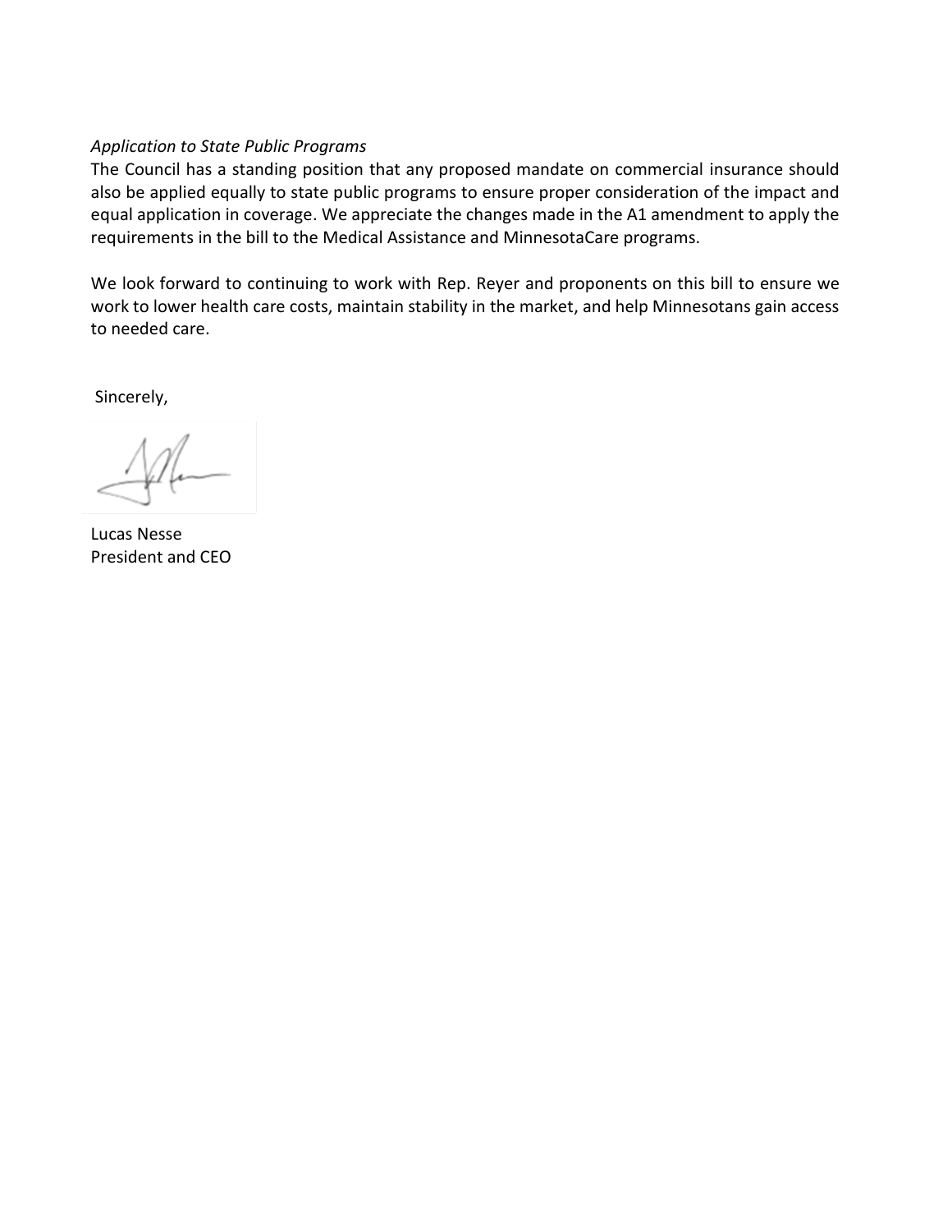*Application to State Public Programs*

The Council has a standing position that any proposed mandate on commercial insurance should also be applied equally to state public programs to ensure proper consideration of the impact and equal application in coverage. We appreciate the changes made in the A1 amendment to apply the requirements in the bill to the Medical Assistance and MinnesotaCare programs.

We look forward to continuing to work with Rep. Reyer and proponents on this bill to ensure we work to lower health care costs, maintain stability in the market, and help Minnesotans gain access to needed care.

Sincerely,

Lucas Nesse
President and CEO